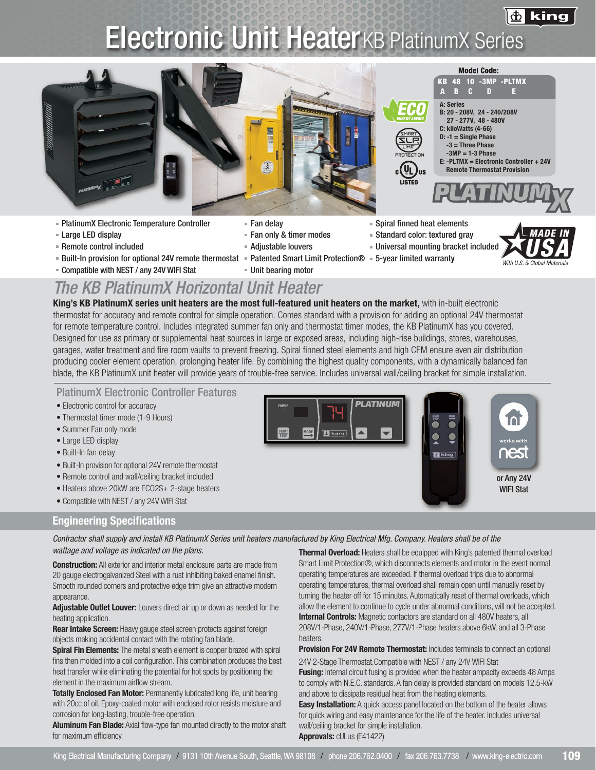# Electronic Unit Heater KB PlatinumX Series

**Model Code:**

KB 48 10 -3MP -PLTMX
A B C D E

- A: Series
- B: 20 - 208V, 24 - 240/208V, 27 - 277V, 48 - 480V
- C: kiloWatts (4-66)
- D: -1 = Single Phase, -3 = Three Phase, -3MP = 1-3 Phase
- E: -PLTMX = Electronic Controller + 24V Remote Thermostat Provision

- PlatinumX Electronic Temperature Controller
- Large LED display
- Remote control included
- Built-In provision for optional 24V remote thermostat
- Compatible with NEST / any 24V WIFI Stat
- Fan delay
- Fan only & timer modes
- Adjustable louvers
- Patented Smart Limit Protection®
- Unit bearing motor
- Spiral finned heat elements
- Standard color: textured gray
- Universal mounting bracket included
- 5-year limited warranty

MADE IN USA — With U.S. & Global Materials

## The KB PlatinumX Horizontal Unit Heater

**King's KB PlatinumX series unit heaters are the most full-featured unit heaters on the market,** with in-built electronic thermostat for accuracy and remote control for simple operation. Comes standard with a provision for adding an optional 24V thermostat for remote temperature control. Includes integrated summer fan only and thermostat timer modes, the KB PlatinumX has you covered. Designed for use as primary or supplemental heat sources in large or exposed areas, including high-rise buildings, stores, warehouses, garages, water treatment and fire room vaults to prevent freezing. Spiral finned steel elements and high CFM ensure even air distribution producing cooler element operation, prolonging heater life. By combining the highest quality components, with a dynamically balanced fan blade, the KB PlatinumX unit heater will provide years of trouble-free service. Includes universal wall/ceiling bracket for simple installation.

### PlatinumX Electronic Controller Features

- Electronic control for accuracy
- Thermostat timer mode (1-9 Hours)
- Summer Fan only mode
- Large LED display
- Built-In fan delay
- Built-In provision for optional 24V remote thermostat
- Remote control and wall/ceiling bracket included
- Heaters above 20kW are ECO2S+ 2-stage heaters
- Compatible with NEST / any 24V WIFI Stat

works with nest or Any 24V WIFI Stat

## Engineering Specifications

*Contractor shall supply and install KB PlatinumX Series unit heaters manufactured by King Electrical Mfg. Company. Heaters shall be of the wattage and voltage as indicated on the plans.*

**Construction:** All exterior and interior metal enclosure parts are made from 20 gauge electrogalvanized Steel with a rust inhibiting baked enamel finish. Smooth rounded corners and protective edge trim give an attractive modern appearance.

**Adjustable Outlet Louver:** Louvers direct air up or down as needed for the heating application.

**Rear Intake Screen:** Heavy gauge steel screen protects against foreign objects making accidental contact with the rotating fan blade.

**Spiral Fin Elements:** The metal sheath element is copper brazed with spiral fins then molded into a coil configuration. This combination produces the best heat transfer while eliminating the potential for hot spots by positioning the element in the maximum airflow stream.

**Totally Enclosed Fan Motor:** Permanently lubricated long life, unit bearing with 20cc of oil. Epoxy-coated motor with enclosed rotor resists moisture and corrosion for long-lasting, trouble-free operation.

**Aluminum Fan Blade:** Axial flow-type fan mounted directly to the motor shaft for maximum efficiency.

**Thermal Overload:** Heaters shall be equipped with King's patented thermal overload Smart Limit Protection®, which disconnects elements and motor in the event normal operating temperatures are exceeded. If thermal overload trips due to abnormal operating temperatures, thermal overload shall remain open until manually reset by turning the heater off for 15 minutes. Automatically reset of thermal overloads, which allow the element to continue to cycle under abnormal conditions, will not be accepted.

**Internal Controls:** Magnetic contactors are standard on all 480V heaters, all 208V/1-Phase, 240V/1-Phase, 277V/1-Phase heaters above 6kW, and all 3-Phase heaters.

**Provision For 24V Remote Thermostat:** Includes terminals to connect an optional 24V 2-Stage Thermostat.Compatible with NEST / any 24V WIFI Stat

**Fusing:** Internal circuit fusing is provided when the heater ampacity exceeds 48 Amps to comply with N.E.C. standards. A fan delay is provided standard on models 12.5-kW and above to dissipate residual heat from the heating elements.

**Easy Installation:** A quick access panel located on the bottom of the heater allows for quick wiring and easy maintenance for the life of the heater. Includes universal wall/ceiling bracket for simple installation.

**Approvals:** cULus (E41422)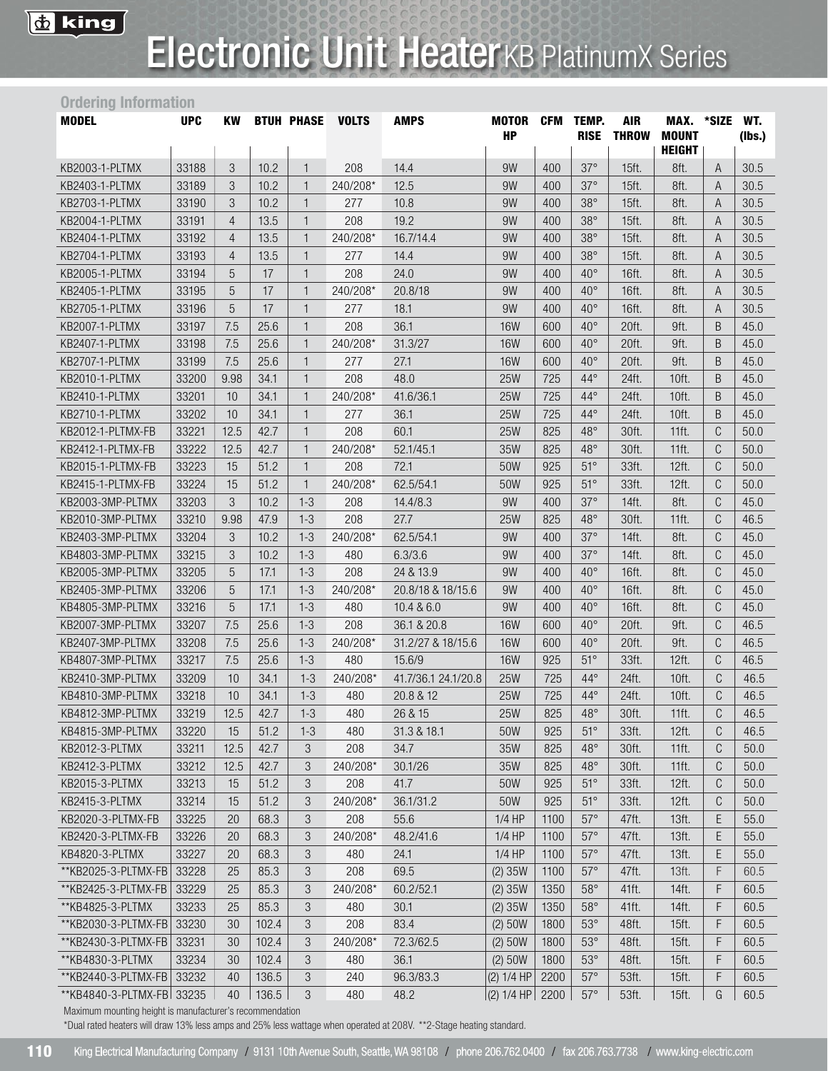# Electronic Unit Heater KB PlatinumX Series

## Ordering Information

| MODEL | UPC | KW | BTUH | PHASE | VOLTS | AMPS | MOTOR HP | CFM | TEMP. RISE | AIR THROW | MAX. MOUNT HEIGHT | *SIZE | WT. (lbs.) |
|---|---|---|---|---|---|---|---|---|---|---|---|---|---|
| KB2003-1-PLTMX | 33188 | 3 | 10.2 | 1 | 208 | 14.4 | 9W | 400 | 37° | 15ft. | 8ft. | A | 30.5 |
| KB2403-1-PLTMX | 33189 | 3 | 10.2 | 1 | 240/208* | 12.5 | 9W | 400 | 37° | 15ft. | 8ft. | A | 30.5 |
| KB2703-1-PLTMX | 33190 | 3 | 10.2 | 1 | 277 | 10.8 | 9W | 400 | 38° | 15ft. | 8ft. | A | 30.5 |
| KB2004-1-PLTMX | 33191 | 4 | 13.5 | 1 | 208 | 19.2 | 9W | 400 | 38° | 15ft. | 8ft. | A | 30.5 |
| KB2404-1-PLTMX | 33192 | 4 | 13.5 | 1 | 240/208* | 16.7/14.4 | 9W | 400 | 38° | 15ft. | 8ft. | A | 30.5 |
| KB2704-1-PLTMX | 33193 | 4 | 13.5 | 1 | 277 | 14.4 | 9W | 400 | 38° | 15ft. | 8ft. | A | 30.5 |
| KB2005-1-PLTMX | 33194 | 5 | 17 | 1 | 208 | 24.0 | 9W | 400 | 40° | 16ft. | 8ft. | A | 30.5 |
| KB2405-1-PLTMX | 33195 | 5 | 17 | 1 | 240/208* | 20.8/18 | 9W | 400 | 40° | 16ft. | 8ft. | A | 30.5 |
| KB2705-1-PLTMX | 33196 | 5 | 17 | 1 | 277 | 18.1 | 9W | 400 | 40° | 16ft. | 8ft. | A | 30.5 |
| KB2007-1-PLTMX | 33197 | 7.5 | 25.6 | 1 | 208 | 36.1 | 16W | 600 | 40° | 20ft. | 9ft. | B | 45.0 |
| KB2407-1-PLTMX | 33198 | 7.5 | 25.6 | 1 | 240/208* | 31.3/27 | 16W | 600 | 40° | 20ft. | 9ft. | B | 45.0 |
| KB2707-1-PLTMX | 33199 | 7.5 | 25.6 | 1 | 277 | 27.1 | 16W | 600 | 40° | 20ft. | 9ft. | B | 45.0 |
| KB2010-1-PLTMX | 33200 | 9.98 | 34.1 | 1 | 208 | 48.0 | 25W | 725 | 44° | 24ft. | 10ft. | B | 45.0 |
| KB2410-1-PLTMX | 33201 | 10 | 34.1 | 1 | 240/208* | 41.6/36.1 | 25W | 725 | 44° | 24ft. | 10ft. | B | 45.0 |
| KB2710-1-PLTMX | 33202 | 10 | 34.1 | 1 | 277 | 36.1 | 25W | 725 | 44° | 24ft. | 10ft. | B | 45.0 |
| KB2012-1-PLTMX-FB | 33221 | 12.5 | 42.7 | 1 | 208 | 60.1 | 25W | 825 | 48° | 30ft. | 11ft. | C | 50.0 |
| KB2412-1-PLTMX-FB | 33222 | 12.5 | 42.7 | 1 | 240/208* | 52.1/45.1 | 35W | 825 | 48° | 30ft. | 11ft. | C | 50.0 |
| KB2015-1-PLTMX-FB | 33223 | 15 | 51.2 | 1 | 208 | 72.1 | 50W | 925 | 51° | 33ft. | 12ft. | C | 50.0 |
| KB2415-1-PLTMX-FB | 33224 | 15 | 51.2 | 1 | 240/208* | 62.5/54.1 | 50W | 925 | 51° | 33ft. | 12ft. | C | 50.0 |
| KB2003-3MP-PLTMX | 33203 | 3 | 10.2 | 1-3 | 208 | 14.4/8.3 | 9W | 400 | 37° | 14ft. | 8ft. | C | 45.0 |
| KB2010-3MP-PLTMX | 33210 | 9.98 | 47.9 | 1-3 | 208 | 27.7 | 25W | 825 | 48° | 30ft. | 11ft. | C | 46.5 |
| KB2403-3MP-PLTMX | 33204 | 3 | 10.2 | 1-3 | 240/208* | 62.5/54.1 | 9W | 400 | 37° | 14ft. | 8ft. | C | 45.0 |
| KB4803-3MP-PLTMX | 33215 | 3 | 10.2 | 1-3 | 480 | 6.3/3.6 | 9W | 400 | 37° | 14ft. | 8ft. | C | 45.0 |
| KB2005-3MP-PLTMX | 33205 | 5 | 17.1 | 1-3 | 208 | 24 & 13.9 | 9W | 400 | 40° | 16ft. | 8ft. | C | 45.0 |
| KB2405-3MP-PLTMX | 33206 | 5 | 17.1 | 1-3 | 240/208* | 20.8/18 & 18/15.6 | 9W | 400 | 40° | 16ft. | 8ft. | C | 45.0 |
| KB4805-3MP-PLTMX | 33216 | 5 | 17.1 | 1-3 | 480 | 10.4 & 6.0 | 9W | 400 | 40° | 16ft. | 8ft. | C | 45.0 |
| KB2007-3MP-PLTMX | 33207 | 7.5 | 25.6 | 1-3 | 208 | 36.1 & 20.8 | 16W | 600 | 40° | 20ft. | 9ft. | C | 46.5 |
| KB2407-3MP-PLTMX | 33208 | 7.5 | 25.6 | 1-3 | 240/208* | 31.2/27 & 18/15.6 | 16W | 600 | 40° | 20ft. | 9ft. | C | 46.5 |
| KB4807-3MP-PLTMX | 33217 | 7.5 | 25.6 | 1-3 | 480 | 15.6/9 | 16W | 925 | 51° | 33ft. | 12ft. | C | 46.5 |
| KB2410-3MP-PLTMX | 33209 | 10 | 34.1 | 1-3 | 240/208* | 41.7/36.1 24.1/20.8 | 25W | 725 | 44° | 24ft. | 10ft. | C | 46.5 |
| KB4810-3MP-PLTMX | 33218 | 10 | 34.1 | 1-3 | 480 | 20.8 & 12 | 25W | 725 | 44° | 24ft. | 10ft. | C | 46.5 |
| KB4812-3MP-PLTMX | 33219 | 12.5 | 42.7 | 1-3 | 480 | 26 & 15 | 25W | 825 | 48° | 30ft. | 11ft. | C | 46.5 |
| KB4815-3MP-PLTMX | 33220 | 15 | 51.2 | 1-3 | 480 | 31.3 & 18.1 | 50W | 925 | 51° | 33ft. | 12ft. | C | 46.5 |
| KB2012-3-PLTMX | 33211 | 12.5 | 42.7 | 3 | 208 | 34.7 | 35W | 825 | 48° | 30ft. | 11ft. | C | 50.0 |
| KB2412-3-PLTMX | 33212 | 12.5 | 42.7 | 3 | 240/208* | 30.1/26 | 35W | 825 | 48° | 30ft. | 11ft. | C | 50.0 |
| KB2015-3-PLTMX | 33213 | 15 | 51.2 | 3 | 208 | 41.7 | 50W | 925 | 51° | 33ft. | 12ft. | C | 50.0 |
| KB2415-3-PLTMX | 33214 | 15 | 51.2 | 3 | 240/208* | 36.1/31.2 | 50W | 925 | 51° | 33ft. | 12ft. | C | 50.0 |
| KB2020-3-PLTMX-FB | 33225 | 20 | 68.3 | 3 | 208 | 55.6 | 1/4 HP | 1100 | 57° | 47ft. | 13ft. | E | 55.0 |
| KB2420-3-PLTMX-FB | 33226 | 20 | 68.3 | 3 | 240/208* | 48.2/41.6 | 1/4 HP | 1100 | 57° | 47ft. | 13ft. | E | 55.0 |
| KB4820-3-PLTMX | 33227 | 20 | 68.3 | 3 | 480 | 24.1 | 1/4 HP | 1100 | 57° | 47ft. | 13ft. | E | 55.0 |
| **KB2025-3-PLTMX-FB | 33228 | 25 | 85.3 | 3 | 208 | 69.5 | (2) 35W | 1100 | 57° | 47ft. | 13ft. | F | 60.5 |
| **KB2425-3-PLTMX-FB | 33229 | 25 | 85.3 | 3 | 240/208* | 60.2/52.1 | (2) 35W | 1350 | 58° | 41ft. | 14ft. | F | 60.5 |
| **KB4825-3-PLTMX | 33233 | 25 | 85.3 | 3 | 480 | 30.1 | (2) 35W | 1350 | 58° | 41ft. | 14ft. | F | 60.5 |
| **KB2030-3-PLTMX-FB | 33230 | 30 | 102.4 | 3 | 208 | 83.4 | (2) 50W | 1800 | 53° | 48ft. | 15ft. | F | 60.5 |
| **KB2430-3-PLTMX-FB | 33231 | 30 | 102.4 | 3 | 240/208* | 72.3/62.5 | (2) 50W | 1800 | 53° | 48ft. | 15ft. | F | 60.5 |
| **KB4830-3-PLTMX | 33234 | 30 | 102.4 | 3 | 480 | 36.1 | (2) 50W | 1800 | 53° | 48ft. | 15ft. | F | 60.5 |
| **KB2440-3-PLTMX-FB | 33232 | 40 | 136.5 | 3 | 240 | 96.3/83.3 | (2) 1/4 HP | 2200 | 57° | 53ft. | 15ft. | F | 60.5 |
| **KB4840-3-PLTMX-FB | 33235 | 40 | 136.5 | 3 | 480 | 48.2 | (2) 1/4 HP | 2200 | 57° | 53ft. | 15ft. | G | 60.5 |

Maximum mounting height is manufacturer's recommendation

*Dual rated heaters will draw 13% less amps and 25% less wattage when operated at 208V. **2-Stage heating standard.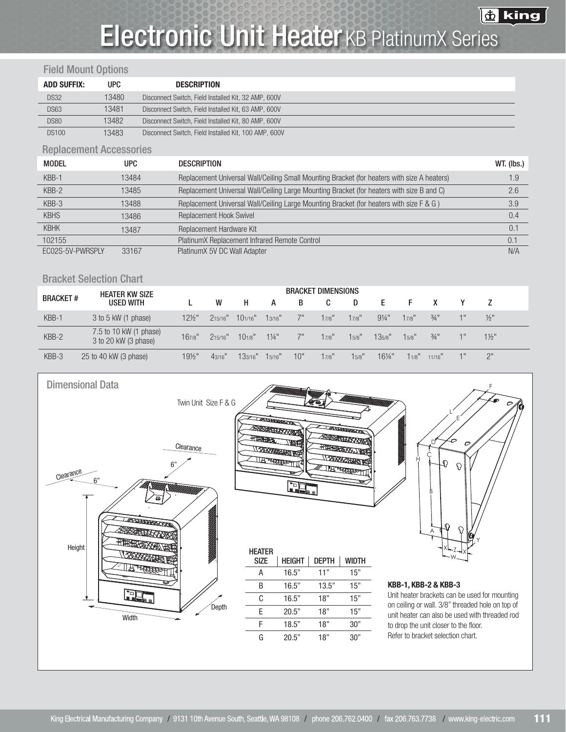# Electronic Unit Heater KB PlatinumX Series

## Field Mount Options

| ADD SUFFIX: | UPC | DESCRIPTION |
|---|---|---|
| DS32 | 13480 | Disconnect Switch, Field Installed Kit, 32 AMP, 600V |
| DS63 | 13481 | Disconnect Switch, Field Installed Kit, 63 AMP, 600V |
| DS80 | 13482 | Disconnect Switch, Field Installed Kit, 80 AMP, 600V |
| DS100 | 13483 | Disconnect Switch, Field Installed Kit, 100 AMP, 600V |

## Replacement Accessories

| MODEL | UPC | DESCRIPTION | WT. (lbs.) |
|---|---|---|---|
| KBB-1 | 13484 | Replacement Universal Wall/Ceiling Small Mounting Bracket (for heaters with size A heaters) | 1.9 |
| KBB-2 | 13485 | Replacement Universal Wall/Ceiling Large Mounting Bracket (for heaters with size B and C) | 2.6 |
| KBB-3 | 13488 | Replacement Universal Wall/Ceiling Large Mounting Bracket (for heaters with size F & G ) | 3.9 |
| KBHS | 13486 | Replacement Hook Swivel | 0.4 |
| KBHK | 13487 | Replacement Hardware Kit | 0.1 |
| 102155 | | PlatinumX Replacement Infrared Remote Control | 0.1 |
| EC02S-5V-PWRSPLY | 33167 | PlatinumX 5V DC Wall Adapter | N/A |

## Bracket Selection Chart

| BRACKET # | HEATER KW SIZE USED WITH | BRACKET DIMENSIONS | | | | | | | | | | | |
|---|---|---|---|---|---|---|---|---|---|---|---|---|---|
| | | L | W | H | A | B | C | D | E | F | X | Y | Z |
| KBB-1 | 3 to 5 kW (1 phase) | 12½" | 2 15/16" | 10 1/16" | 1 3/16" | 7" | 1 7/8" | 1 7/8" | 9¼" | 1 7/8" | ¾" | 1" | ½" |
| KBB-2 | 7.5 to 10 kW (1 phase) 3 to 20 kW (3 phase) | 16 7/8" | 2 15/16" | 10 1/8" | 1¼" | 7" | 1 7/8" | 1 5/8" | 13 5/8" | 1 5/8" | ¾" | 1" | 1½" |
| KBB-3 | 25 to 40 kW (3 phase) | 19½" | 4 3/16" | 13 3/16" | 1 5/16" | 10" | 1 7/8" | 1 5/8" | 16¼" | 1 1/8" | 11/16" | 1" | 2" |

## Dimensional Data

Twin Unit Size F & G

Clearance 6”

Clearance 6”

Height

Width

Depth

| HEATER SIZE | HEIGHT | DEPTH | WIDTH |
|---|---|---|---|
| A | 16.5” | 11” | 15” |
| B | 16.5” | 13.5” | 15” |
| C | 16.5” | 18” | 15” |
| E | 20.5” | 18” | 15” |
| F | 18.5” | 18” | 30” |
| G | 20.5” | 18” | 30” |

F L E D C H B A Y X Z X W

**KBB-1, KBB-2 & KBB-3**

Unit heater brackets can be used for mounting on ceiling or wall. 3/8" threaded hole on top of unit heater can also be used with threaded rod to drop the unit closer to the floor.
Refer to bracket selection chart.